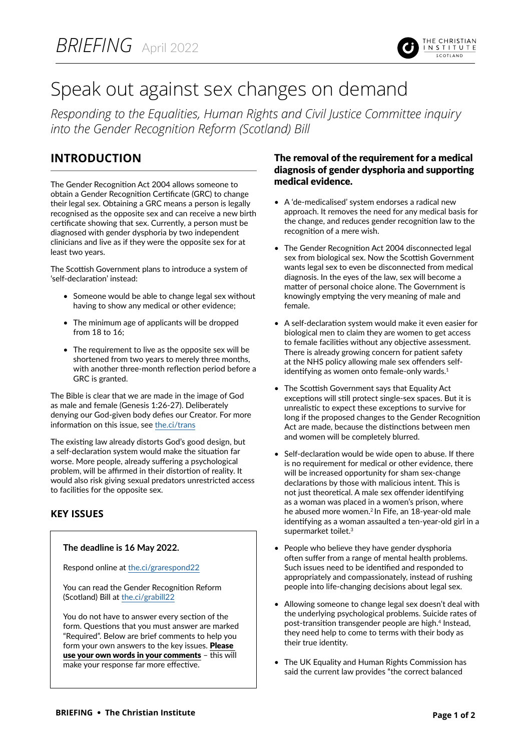*BRIEFING* April 2022

# Speak out against sex changes on demand

*Responding to the Equalities, Human Rights and Civil Justice Committee inquiry into the Gender Recognition Reform (Scotland) Bill*

## INTRODUCTION

The Gender Recognition Act 2004 allows someone to obtain a Gender Recognition Certificate (GRC) to change their legal sex. Obtaining a GRC means a person is legally recognised as the opposite sex and can receive a new birth certificate showing that sex. Currently, a person must be diagnosed with gender dysphoria by two independent clinicians and live as if they were the opposite sex for at least two years.

The Scottish Government plans to introduce a system of 'self-declaration' instead:

- Someone would be able to change legal sex without having to show any medical or other evidence;
- The minimum age of applicants will be dropped from 18 to 16;
- The requirement to live as the opposite sex will be shortened from two years to merely three months, with another three-month reflection period before a GRC is granted.

The Bible is clear that we are made in the image of God as male and female (Genesis 1:26-27). Deliberately denying our God-given body defies our Creator. For more information on this issue, see the.ci/trans

The existing law already distorts God's good design, but a self-declaration system would make the situation far worse. More people, already suffering a psychological problem, will be affirmed in their distortion of reality. It would also risk giving sexual predators unrestricted access to facilities for the opposite sex.

## KEY ISSUES

**The deadline is 16 May 2022.**

Respond online at the.ci/grarespond22

You can read the Gender Recognition Reform (Scotland) Bill at the.ci/grabill22

You do not have to answer every section of the form. Questions that you must answer are marked "Required". Below are brief comments to help you form your own answers to the key issues. **Please use your own words in your comments** – this will make your response far more effective.

### The removal of the requirement for a medical diagnosis of gender dysphoria and supporting medical evidence.

- A 'de-medicalised' system endorses a radical new approach. It removes the need for any medical basis for the change, and reduces gender recognition law to the recognition of a mere wish.
- The Gender Recognition Act 2004 disconnected legal sex from biological sex. Now the Scottish Government wants legal sex to even be disconnected from medical diagnosis. In the eyes of the law, sex will become a matter of personal choice alone. The Government is knowingly emptying the very meaning of male and female.
- A self-declaration system would make it even easier for biological men to claim they are women to get access to female facilities without any objective assessment. There is already growing concern for patient safety at the NHS policy allowing male sex offenders self-identifying as women onto female-only wards.[1]
- The Scottish Government says that Equality Act exceptions will still protect single-sex spaces. But it is unrealistic to expect these exceptions to survive for long if the proposed changes to the Gender Recognition Act are made, because the distinctions between men and women will be completely blurred.
- Self-declaration would be wide open to abuse. If there is no requirement for medical or other evidence, there will be increased opportunity for sham sex-change declarations by those with malicious intent. This is not just theoretical. A male sex offender identifying as a woman was placed in a women's prison, where he abused more women.[2] In Fife, an 18-year-old male identifying as a woman assaulted a ten-year-old girl in a supermarket toilet.[3]
- People who believe they have gender dysphoria often suffer from a range of mental health problems. Such issues need to be identified and responded to appropriately and compassionately, instead of rushing people into life-changing decisions about legal sex.
- Allowing someone to change legal sex doesn't deal with the underlying psychological problems. Suicide rates of post-transition transgender people are high.[4] Instead, they need help to come to terms with their body as their true identity.
- The UK Equality and Human Rights Commission has said the current law provides "the correct balanced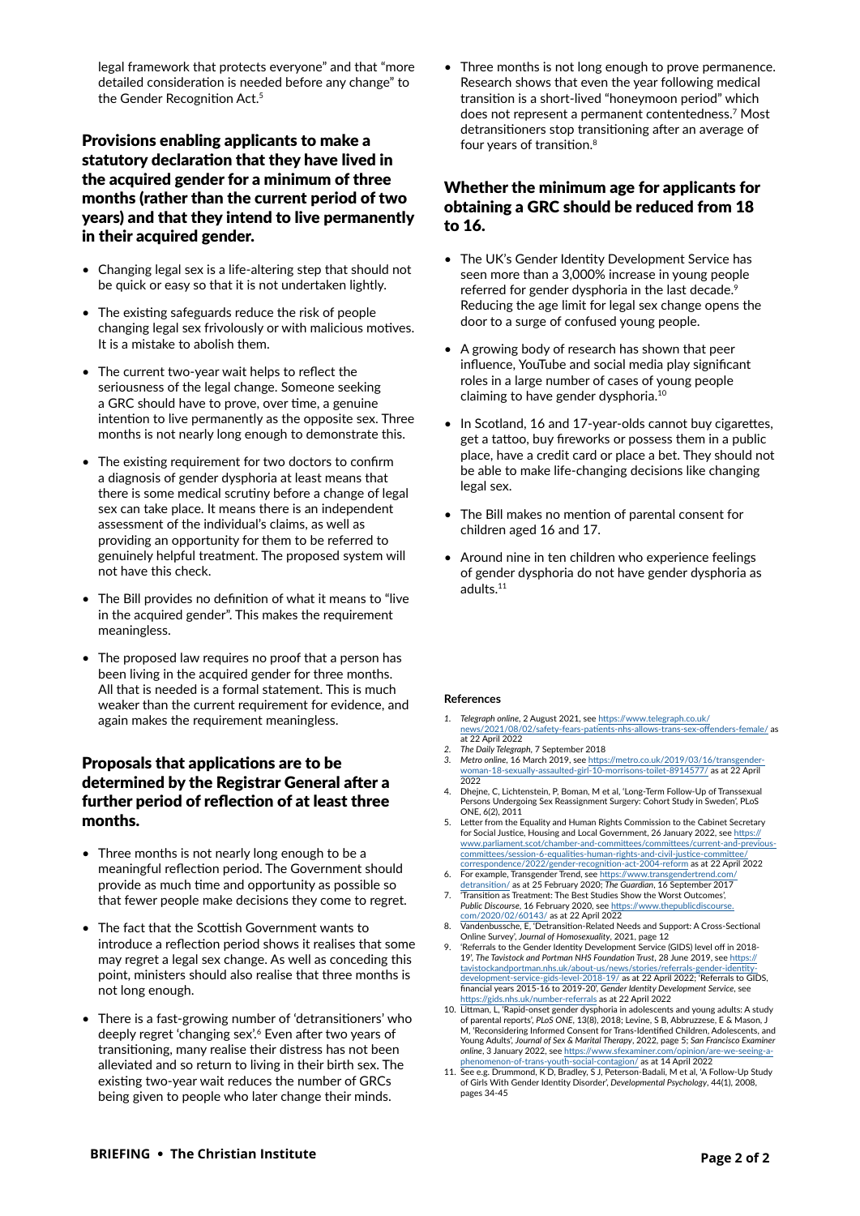legal framework that protects everyone" and that "more detailed consideration is needed before any change" to the Gender Recognition Act.[5]

## Provisions enabling applicants to make a statutory declaration that they have lived in the acquired gender for a minimum of three months (rather than the current period of two years) and that they intend to live permanently in their acquired gender.

- Changing legal sex is a life-altering step that should not be quick or easy so that it is not undertaken lightly.
- The existing safeguards reduce the risk of people changing legal sex frivolously or with malicious motives. It is a mistake to abolish them.
- The current two-year wait helps to reflect the seriousness of the legal change. Someone seeking a GRC should have to prove, over time, a genuine intention to live permanently as the opposite sex. Three months is not nearly long enough to demonstrate this.
- The existing requirement for two doctors to confirm a diagnosis of gender dysphoria at least means that there is some medical scrutiny before a change of legal sex can take place. It means there is an independent assessment of the individual's claims, as well as providing an opportunity for them to be referred to genuinely helpful treatment. The proposed system will not have this check.
- The Bill provides no definition of what it means to "live in the acquired gender". This makes the requirement meaningless.
- The proposed law requires no proof that a person has been living in the acquired gender for three months. All that is needed is a formal statement. This is much weaker than the current requirement for evidence, and again makes the requirement meaningless.

## Proposals that applications are to be determined by the Registrar General after a further period of reflection of at least three months.

- Three months is not nearly long enough to be a meaningful reflection period. The Government should provide as much time and opportunity as possible so that fewer people make decisions they come to regret.
- The fact that the Scottish Government wants to introduce a reflection period shows it realises that some may regret a legal sex change. As well as conceding this point, ministers should also realise that three months is not long enough.
- There is a fast-growing number of 'detransitioners' who deeply regret 'changing sex'.[6] Even after two years of transitioning, many realise their distress has not been alleviated and so return to living in their birth sex. The existing two-year wait reduces the number of GRCs being given to people who later change their minds.
- Three months is not long enough to prove permanence. Research shows that even the year following medical transition is a short-lived "honeymoon period" which does not represent a permanent contentedness.[7] Most detransitioners stop transitioning after an average of four years of transition.[8]

## Whether the minimum age for applicants for obtaining a GRC should be reduced from 18 to 16.

- The UK's Gender Identity Development Service has seen more than a 3,000% increase in young people referred for gender dysphoria in the last decade.[9] Reducing the age limit for legal sex change opens the door to a surge of confused young people.
- A growing body of research has shown that peer influence, YouTube and social media play significant roles in a large number of cases of young people claiming to have gender dysphoria.[10]
- In Scotland, 16 and 17-year-olds cannot buy cigarettes, get a tattoo, buy fireworks or possess them in a public place, have a credit card or place a bet. They should not be able to make life-changing decisions like changing legal sex.
- The Bill makes no mention of parental consent for children aged 16 and 17.
- Around nine in ten children who experience feelings of gender dysphoria do not have gender dysphoria as adults.[11]

### References

1. *Telegraph online*, 2 August 2021, see https://www.telegraph.co.uk/news/2021/08/02/safety-fears-patients-nhs-allows-trans-sex-offenders-female/ as at 22 April 2022
2. *The Daily Telegraph*, 7 September 2018
3. *Metro online*, 16 March 2019, see https://metro.co.uk/2019/03/16/transgender-woman-18-sexually-assaulted-girl-10-morrisons-toilet-8914577/ as at 22 April 2022
4. Dhejne, C, Lichtenstein, P, Boman, M et al, 'Long-Term Follow-Up of Transsexual Persons Undergoing Sex Reassignment Surgery: Cohort Study in Sweden', PLoS ONE, 6(2), 2011
5. Letter from the Equality and Human Rights Commission to the Cabinet Secretary for Social Justice, Housing and Local Government, 26 January 2022, see https://www.parliament.scot/chamber-and-committees/committees/current-and-previous-committees/session-6-equalities-human-rights-and-civil-justice-committee/correspondence/2022/gender-recognition-act-2004-reform as at 22 April 2022
6. For example, Transgender Trend, see https://www.transgendertrend.com/detransition/ as at 25 February 2020; *The Guardian*, 16 September 2017
7. 'Transition as Treatment: The Best Studies Show the Worst Outcomes', *Public Discourse*, 16 February 2020, see https://www.thepublicdiscourse.com/2020/02/60143/ as at 22 April 2022
8. Vandenbussche, E, 'Detransition-Related Needs and Support: A Cross-Sectional Online Survey', *Journal of Homosexuality*, 2021, page 12
9. 'Referrals to the Gender Identity Development Service (GIDS) level off in 2018-19', *The Tavistock and Portman NHS Foundation Trust*, 28 June 2019, see https://tavistockandportman.nhs.uk/about-us/news/stories/referrals-gender-identity-development-service-gids-level-2018-19/ as at 22 April 2022; 'Referrals to GIDS, financial years 2015-16 to 2019-20', *Gender Identity Development Service*, see https://gids.nhs.uk/number-referrals as at 22 April 2022
10. Littman, L, 'Rapid-onset gender dysphoria in adolescents and young adults: A study of parental reports', *PLoS ONE*, 13(8), 2018; Levine, S B, Abbruzzese, E & Mason, J M, 'Reconsidering Informed Consent for Trans-Identified Children, Adolescents, and Young Adults', *Journal of Sex & Marital Therapy*, 2022, page 5; *San Francisco Examiner online*, 3 January 2022, see https://www.sfexaminer.com/opinion/are-we-seeing-a-phenomenon-of-trans-youth-social-contagion/ as at 14 April 2022
11. See e.g. Drummond, K D, Bradley, S J, Peterson-Badali, M et al, 'A Follow-Up Study of Girls With Gender Identity Disorder', *Developmental Psychology*, 44(1), 2008, pages 34-45

**BRIEFING • The Christian Institute**